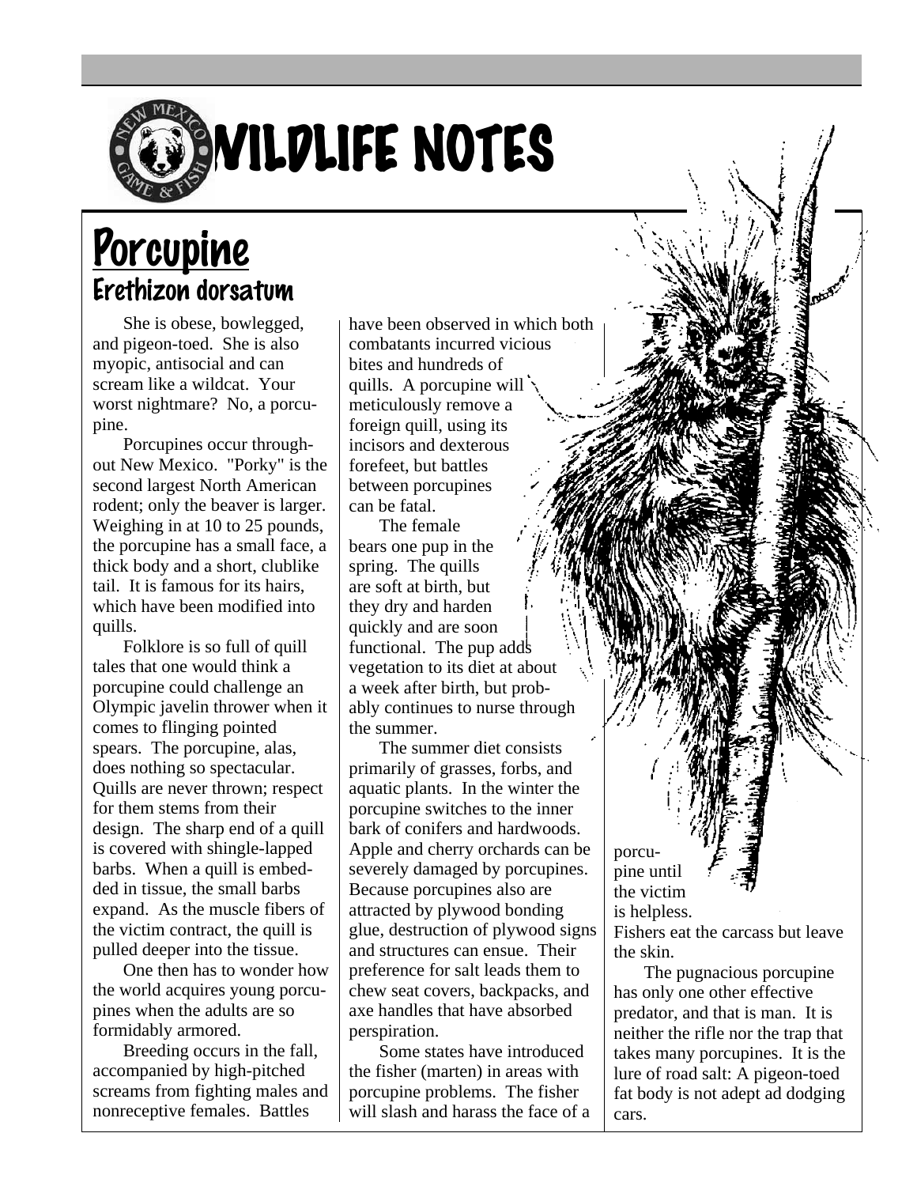# WILDLIFE NOTES

## Porcupine

### *Erethizon dorsatum*

She is obese, bowlegged, and pigeon-toed. She is also myopic, antisocial and can scream like a wildcat. Your worst nightmare? No, a porcupine.

Porcupines occur throughout New Mexico. "Porky" is the second largest North American rodent; only the beaver is larger. Weighing in at 10 to 25 pounds, the porcupine has a small face, a thick body and a short, clublike tail. It is famous for its hairs, which have been modified into quills.

Folklore is so full of quill tales that one would think a porcupine could challenge an Olympic javelin thrower when it comes to flinging pointed spears. The porcupine, alas, does nothing so spectacular. Quills are never thrown; respect for them stems from their design. The sharp end of a quill is covered with shingle-lapped barbs. When a quill is embedded in tissue, the small barbs expand. As the muscle fibers of the victim contract, the quill is pulled deeper into the tissue.

One then has to wonder how the world acquires young porcupines when the adults are so formidably armored.

Breeding occurs in the fall, accompanied by high-pitched screams from fighting males and nonreceptive females. Battles have been observed in which both combatants incurred vicious bites and hundreds of quills. A porcupine will meticulously remove a foreign quill, using its incisors and dexterous forefeet, but battles between porcupines can be fatal.

The female bears one pup in the spring. The quills are soft at birth, but they dry and harden quickly and are soon functional. The pup adds vegetation to its diet at about a week after birth, but probably continues to nurse through the summer.

The summer diet consists primarily of grasses, forbs, and aquatic plants. In the winter the porcupine switches to the inner bark of conifers and hardwoods. Apple and cherry orchards can be severely damaged by porcupines. Because porcupines also are attracted by plywood bonding glue, destruction of plywood signs and structures can ensue. Their preference for salt leads them to chew seat covers, backpacks, and axe handles that have absorbed perspiration.

Some states have introduced the fisher (marten) in areas with porcupine problems. The fisher will slash and harass the face of a porcupine until the victim is helpless. Fishers eat the carcass but leave the skin.

The pugnacious porcupine has only one other effective predator, and that is man. It is neither the rifle nor the trap that takes many porcupines. It is the lure of road salt: A pigeon-toed fat body is not adept ad dodging cars.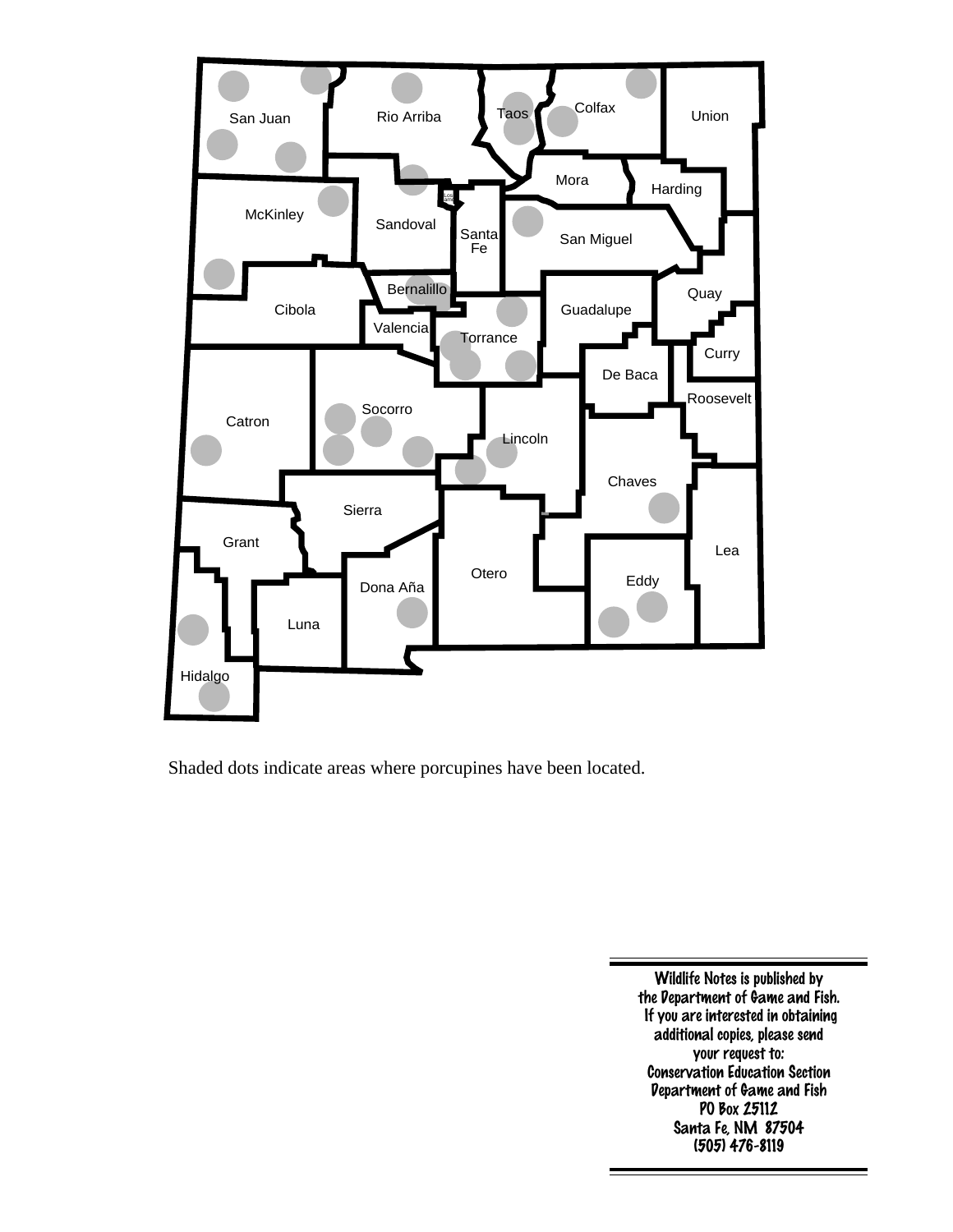San Juan

Rio Arriba

Taos

Colfax

Union

Mora

Harding

McKinley

Sandoval

Santa Fe

San Miguel

Bernalillo

Quay

Cibola

Guadalupe

Valencia

Torrance

Curry

De Baca

Roosevelt

Socorro

Catron

Lincoln

Chaves

Sierra

Grant

Lea

Otero

Eddy

Dona Aña

Luna

Hidalgo

Shaded dots indicate areas where porcupines have been located.

Wildlife Notes is published by the Department of Game and Fish. If you are interested in obtaining additional copies, please send your request to:
Conservation Education Section
Department of Game and Fish
PO Box 25112
Santa Fe, NM 87504
(505) 476-8119